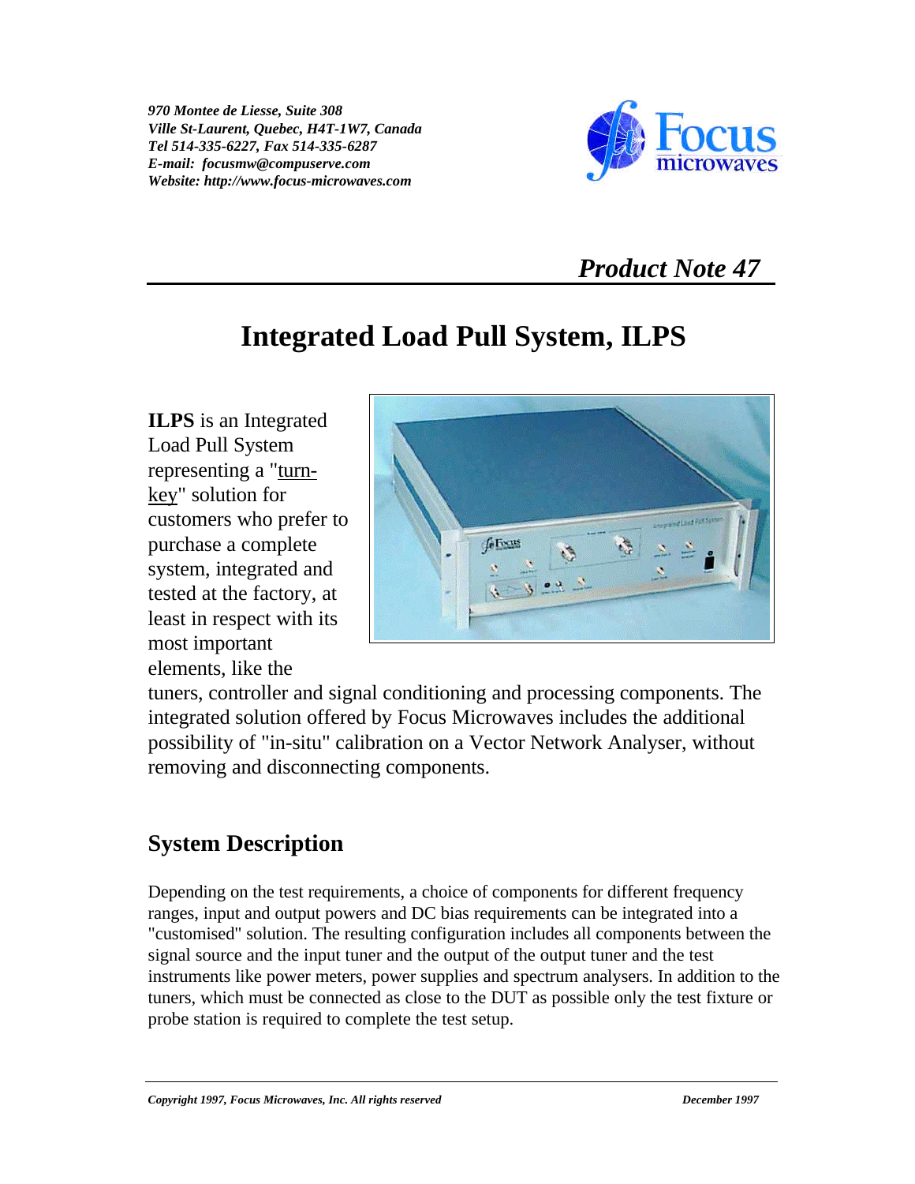*970 Montee de Liesse, Suite 308*
*Ville St-Laurent, Quebec, H4T-1W7, Canada*
*Tel 514-335-6227, Fax 514-335-6287*
*E-mail: focusmw@compuserve.com*
*Website: http://www.focus-microwaves.com*

Focus microwaves

*Product Note 47*

# Integrated Load Pull System, ILPS

**ILPS** is an Integrated Load Pull System representing a "turn-key" solution for customers who prefer to purchase a complete system, integrated and tested at the factory, at least in respect with its most important elements, like the tuners, controller and signal conditioning and processing components. The integrated solution offered by Focus Microwaves includes the additional possibility of "in-situ" calibration on a Vector Network Analyser, without removing and disconnecting components.

## System Description

Depending on the test requirements, a choice of components for different frequency ranges, input and output powers and DC bias requirements can be integrated into a "customised" solution. The resulting configuration includes all components between the signal source and the input tuner and the output of the output tuner and the test instruments like power meters, power supplies and spectrum analysers. In addition to the tuners, which must be connected as close to the DUT as possible only the test fixture or probe station is required to complete the test setup.

*Copyright 1997, Focus Microwaves, Inc. All rights reserved* *December 1997*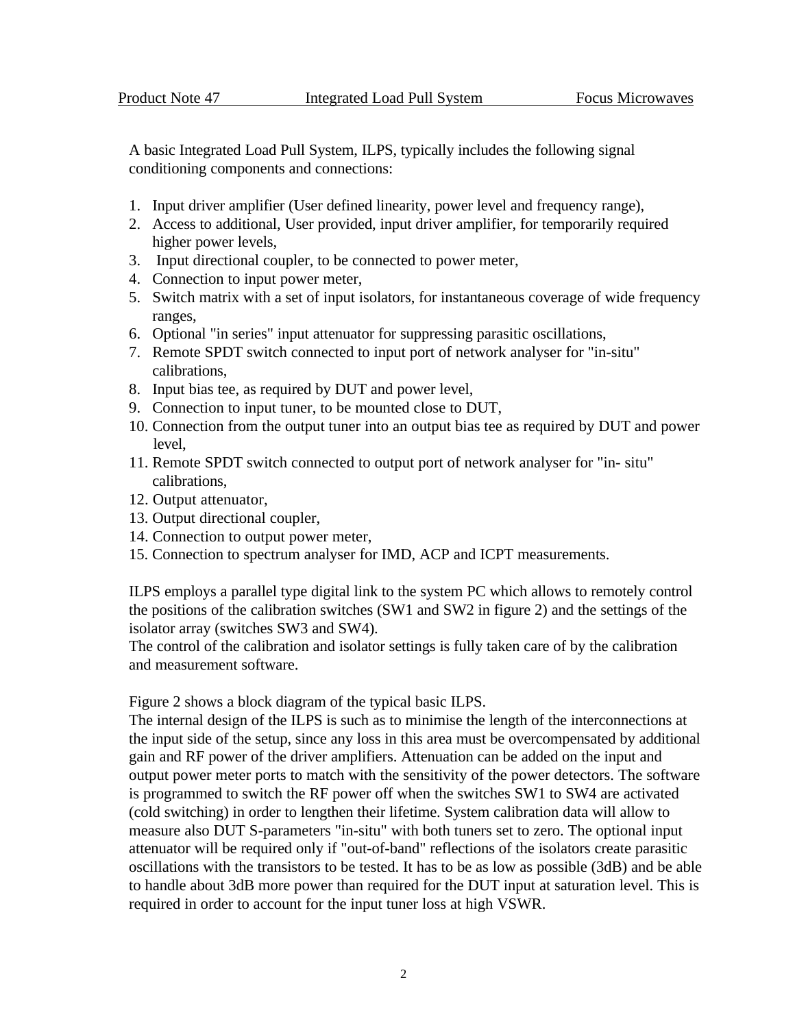A basic Integrated Load Pull System, ILPS, typically includes the following signal conditioning components and connections:

1. Input driver amplifier (User defined linearity, power level and frequency range),
2. Access to additional, User provided, input driver amplifier, for temporarily required higher power levels,
3. Input directional coupler, to be connected to power meter,
4. Connection to input power meter,
5. Switch matrix with a set of input isolators, for instantaneous coverage of wide frequency ranges,
6. Optional "in series" input attenuator for suppressing parasitic oscillations,
7. Remote SPDT switch connected to input port of network analyser for "in-situ" calibrations,
8. Input bias tee, as required by DUT and power level,
9. Connection to input tuner, to be mounted close to DUT,
10. Connection from the output tuner into an output bias tee as required by DUT and power level,
11. Remote SPDT switch connected to output port of network analyser for "in- situ" calibrations,
12. Output attenuator,
13. Output directional coupler,
14. Connection to output power meter,
15. Connection to spectrum analyser for IMD, ACP and ICPT measurements.

ILPS employs a parallel type digital link to the system PC which allows to remotely control the positions of the calibration switches (SW1 and SW2 in figure 2) and the settings of the isolator array (switches SW3 and SW4).
The control of the calibration and isolator settings is fully taken care of by the calibration and measurement software.

Figure 2 shows a block diagram of the typical basic ILPS.
The internal design of the ILPS is such as to minimise the length of the interconnections at the input side of the setup, since any loss in this area must be overcompensated by additional gain and RF power of the driver amplifiers. Attenuation can be added on the input and output power meter ports to match with the sensitivity of the power detectors. The software is programmed to switch the RF power off when the switches SW1 to SW4 are activated (cold switching) in order to lengthen their lifetime. System calibration data will allow to measure also DUT S-parameters "in-situ" with both tuners set to zero. The optional input attenuator will be required only if "out-of-band" reflections of the isolators create parasitic oscillations with the transistors to be tested. It has to be as low as possible (3dB) and be able to handle about 3dB more power than required for the DUT input at saturation level. This is required in order to account for the input tuner loss at high VSWR.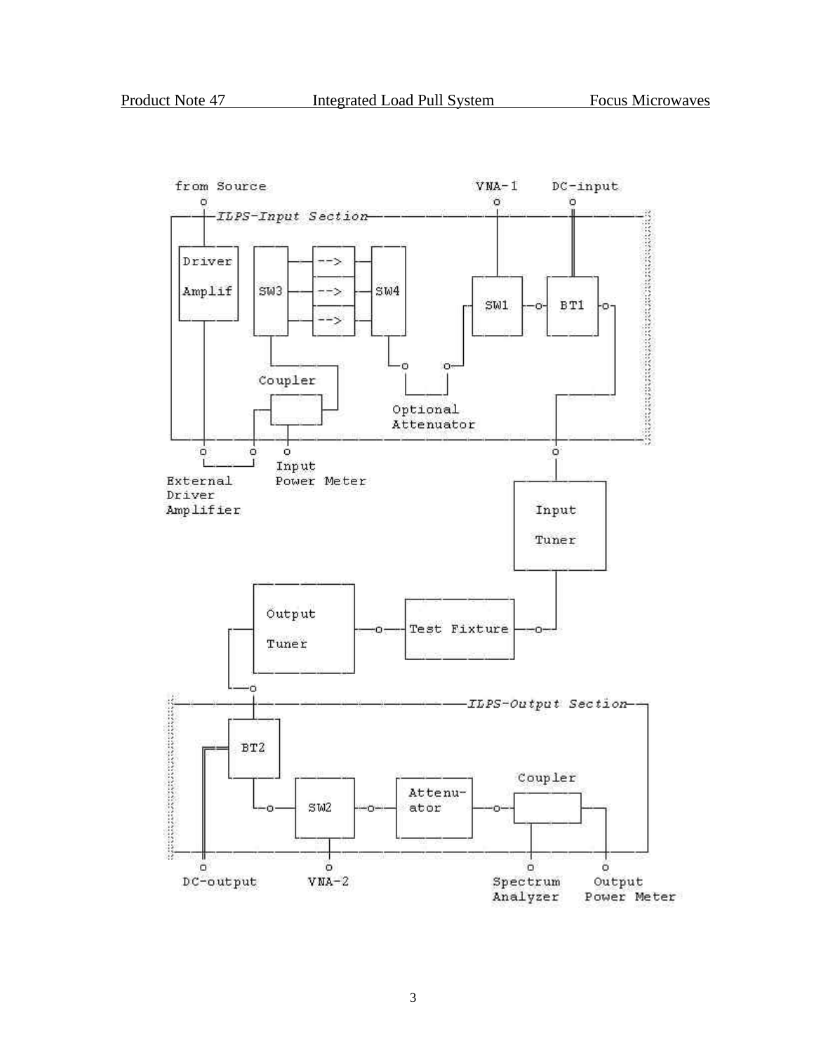from Source

VNA-1

DC-input

ILPS-Input Section

Driver Amplif

SW3

-->

-->

-->

SW4

SW1

BT1

Coupler

Optional Attenuator

External Driver Amplifier

Input Power Meter

Input Tuner

Output Tuner

Test Fixture

ILPS-Output Section

BT2

SW2

Attenu-ator

Coupler

DC-output

VNA-2

Spectrum Analyzer

Output Power Meter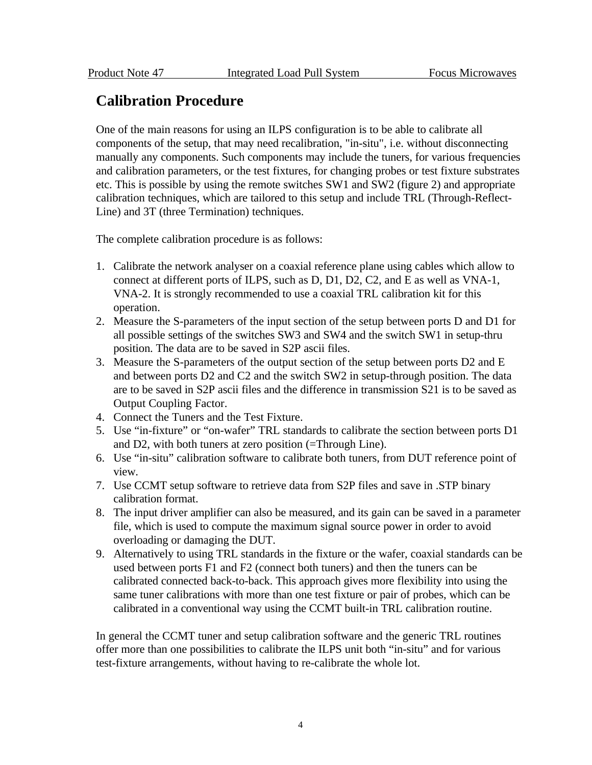## Calibration Procedure

One of the main reasons for using an ILPS configuration is to be able to calibrate all components of the setup, that may need recalibration, "in-situ", i.e. without disconnecting manually any components. Such components may include the tuners, for various frequencies and calibration parameters, or the test fixtures, for changing probes or test fixture substrates etc. This is possible by using the remote switches SW1 and SW2 (figure 2) and appropriate calibration techniques, which are tailored to this setup and include TRL (Through-Reflect-Line) and 3T (three Termination) techniques.

The complete calibration procedure is as follows:

1. Calibrate the network analyser on a coaxial reference plane using cables which allow to connect at different ports of ILPS, such as D, D1, D2, C2, and E as well as VNA-1, VNA-2. It is strongly recommended to use a coaxial TRL calibration kit for this operation.
2. Measure the S-parameters of the input section of the setup between ports D and D1 for all possible settings of the switches SW3 and SW4 and the switch SW1 in setup-thru position. The data are to be saved in S2P ascii files.
3. Measure the S-parameters of the output section of the setup between ports D2 and E and between ports D2 and C2 and the switch SW2 in setup-through position. The data are to be saved in S2P ascii files and the difference in transmission S21 is to be saved as Output Coupling Factor.
4. Connect the Tuners and the Test Fixture.
5. Use “in-fixture” or “on-wafer” TRL standards to calibrate the section between ports D1 and D2, with both tuners at zero position (=Through Line).
6. Use “in-situ” calibration software to calibrate both tuners, from DUT reference point of view.
7. Use CCMT setup software to retrieve data from S2P files and save in .STP binary calibration format.
8. The input driver amplifier can also be measured, and its gain can be saved in a parameter file, which is used to compute the maximum signal source power in order to avoid overloading or damaging the DUT.
9. Alternatively to using TRL standards in the fixture or the wafer, coaxial standards can be used between ports F1 and F2 (connect both tuners) and then the tuners can be calibrated connected back-to-back. This approach gives more flexibility into using the same tuner calibrations with more than one test fixture or pair of probes, which can be calibrated in a conventional way using the CCMT built-in TRL calibration routine.

In general the CCMT tuner and setup calibration software and the generic TRL routines offer more than one possibilities to calibrate the ILPS unit both “in-situ” and for various test-fixture arrangements, without having to re-calibrate the whole lot.